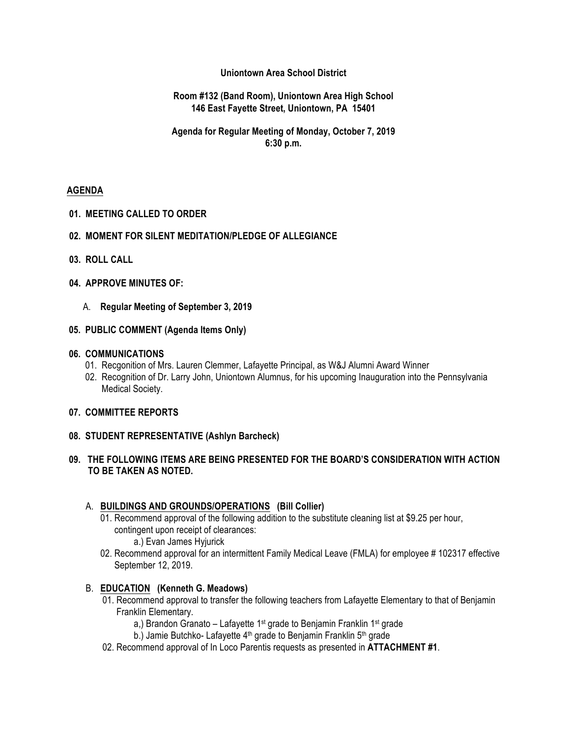**Uniontown Area School District**

**Room #132 (Band Room), Uniontown Area High School**
**146 East Fayette Street, Uniontown, PA 15401**

**Agenda for Regular Meeting of Monday, October 7, 2019**
**6:30 p.m.**

## AGENDA

**01. MEETING CALLED TO ORDER**

**02. MOMENT FOR SILENT MEDITATION/PLEDGE OF ALLEGIANCE**

**03. ROLL CALL**

**04. APPROVE MINUTES OF:**

A. **Regular Meeting of September 3, 2019**

**05. PUBLIC COMMENT (Agenda Items Only)**

**06. COMMUNICATIONS**

01. Recgonition of Mrs. Lauren Clemmer, Lafayette Principal, as W&J Alumni Award Winner
02. Recognition of Dr. Larry John, Uniontown Alumnus, for his upcoming Inauguration into the Pennsylvania Medical Society.

**07. COMMITTEE REPORTS**

**08. STUDENT REPRESENTATIVE (Ashlyn Barcheck)**

**09. THE FOLLOWING ITEMS ARE BEING PRESENTED FOR THE BOARD'S CONSIDERATION WITH ACTION TO BE TAKEN AS NOTED.**

A. **BUILDINGS AND GROUNDS/OPERATIONS (Bill Collier)**

01. Recommend approval of the following addition to the substitute cleaning list at $9.25 per hour, contingent upon receipt of clearances:
    a.) Evan James Hyjurick
02. Recommend approval for an intermittent Family Medical Leave (FMLA) for employee # 102317 effective September 12, 2019.

B. **EDUCATION (Kenneth G. Meadows)**

01. Recommend approval to transfer the following teachers from Lafayette Elementary to that of Benjamin Franklin Elementary.
    a,) Brandon Granato – Lafayette 1st grade to Benjamin Franklin 1st grade
    b.) Jamie Butchko- Lafayette 4th grade to Benjamin Franklin 5th grade
02. Recommend approval of In Loco Parentis requests as presented in **ATTACHMENT #1**.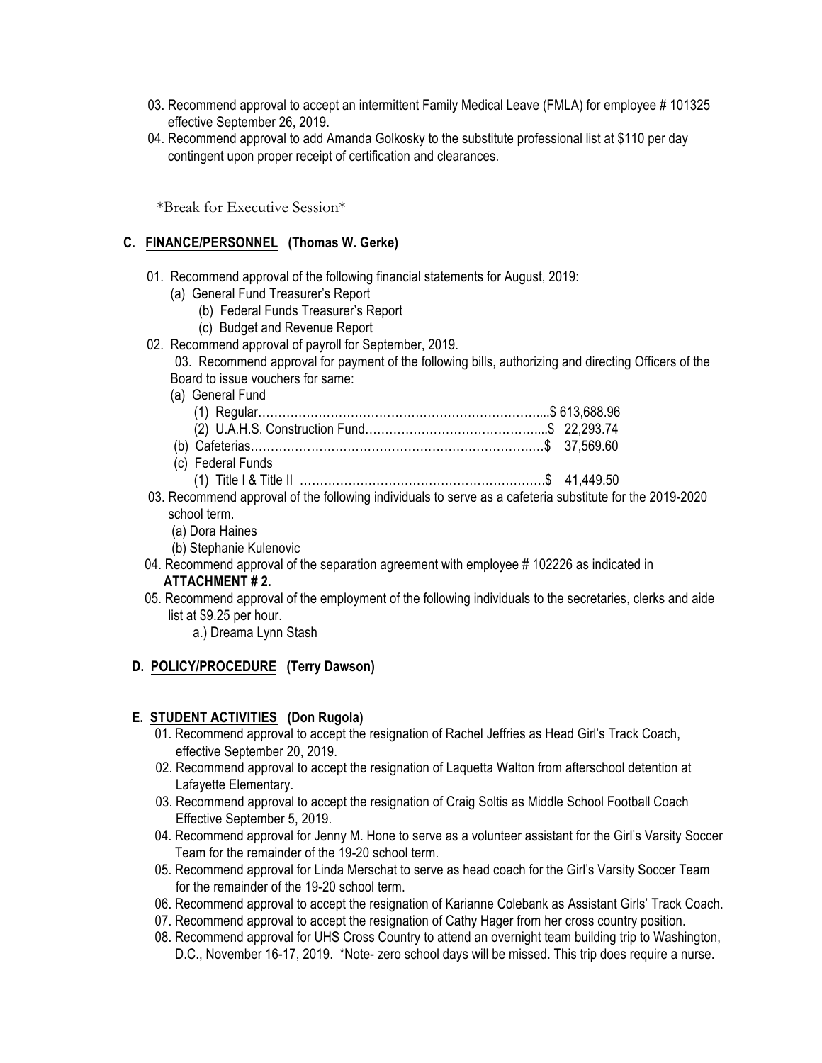03. Recommend approval to accept an intermittent Family Medical Leave (FMLA) for employee # 101325 effective September 26, 2019.

04. Recommend approval to add Amanda Golkosky to the substitute professional list at $110 per day contingent upon proper receipt of certification and clearances.

*Break for Executive Session*

## C. FINANCE/PERSONNEL (Thomas W. Gerke)

01. Recommend approval of the following financial statements for August, 2019:
   - (a) General Fund Treasurer's Report
   - (b) Federal Funds Treasurer's Report
   - (c) Budget and Revenue Report

02. Recommend approval of payroll for September, 2019.

03. Recommend approval for payment of the following bills, authorizing and directing Officers of the Board to issue vouchers for same:
   - (a) General Fund
     - (1) Regular……………………………………………………………....$ 613,688.96
     - (2) U.A.H.S. Construction Fund……………………………………....$ 22,293.74
   - (b) Cafeterias……………………………………………………………….$ 37,569.60
   - (c) Federal Funds
     - (1) Title I & Title II ……………………………………………………$ 41,449.50

03. Recommend approval of the following individuals to serve as a cafeteria substitute for the 2019-2020 school term.
   - (a) Dora Haines
   - (b) Stephanie Kulenovic

04. Recommend approval of the separation agreement with employee # 102226 as indicated in **ATTACHMENT # 2.**

05. Recommend approval of the employment of the following individuals to the secretaries, clerks and aide list at $9.25 per hour.
   - a.) Dreama Lynn Stash

## D. POLICY/PROCEDURE (Terry Dawson)

## E. STUDENT ACTIVITIES (Don Rugola)

01. Recommend approval to accept the resignation of Rachel Jeffries as Head Girl's Track Coach, effective September 20, 2019.

02. Recommend approval to accept the resignation of Laquetta Walton from afterschool detention at Lafayette Elementary.

03. Recommend approval to accept the resignation of Craig Soltis as Middle School Football Coach Effective September 5, 2019.

04. Recommend approval for Jenny M. Hone to serve as a volunteer assistant for the Girl's Varsity Soccer Team for the remainder of the 19-20 school term.

05. Recommend approval for Linda Merschat to serve as head coach for the Girl's Varsity Soccer Team for the remainder of the 19-20 school term.

06. Recommend approval to accept the resignation of Karianne Colebank as Assistant Girls' Track Coach.

07. Recommend approval to accept the resignation of Cathy Hager from her cross country position.

08. Recommend approval for UHS Cross Country to attend an overnight team building trip to Washington, D.C., November 16-17, 2019. *Note- zero school days will be missed. This trip does require a nurse.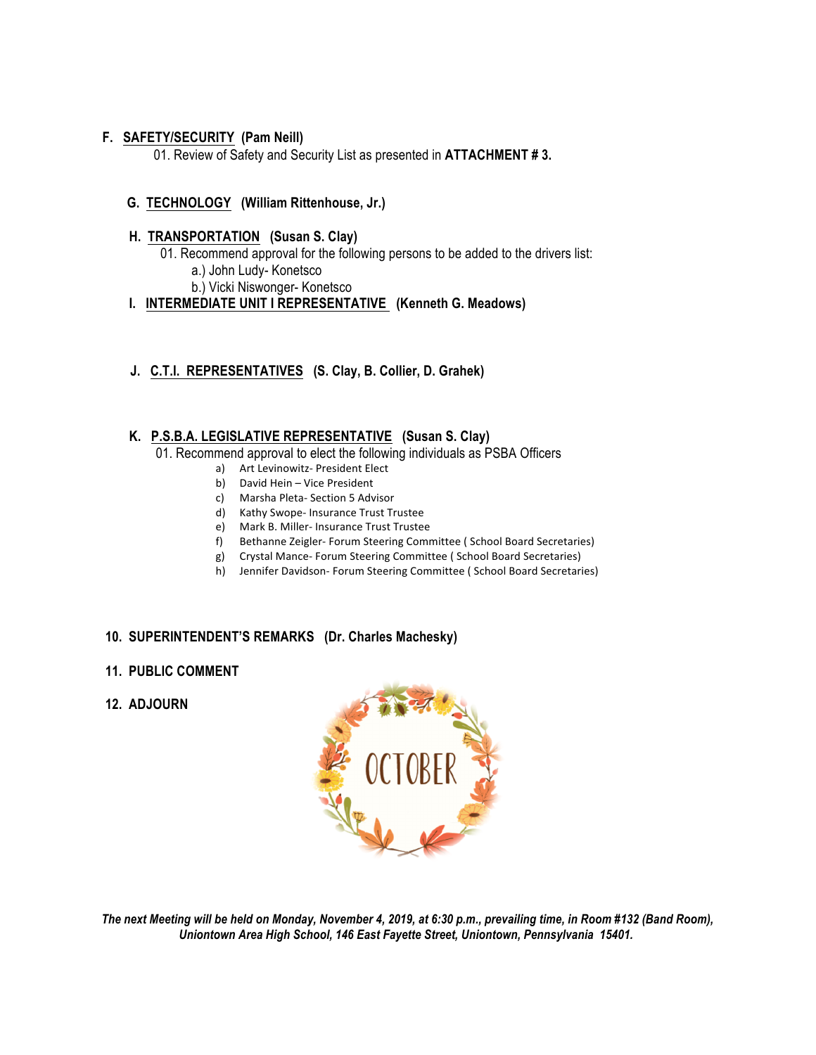**F. SAFETY/SECURITY (Pam Neill)**

01. Review of Safety and Security List as presented in **ATTACHMENT # 3.**

**G. TECHNOLOGY (William Rittenhouse, Jr.)**

**H. TRANSPORTATION (Susan S. Clay)**

01. Recommend approval for the following persons to be added to the drivers list:
    - a.) John Ludy- Konetsco
    - b.) Vicki Niswonger- Konetsco

**I. INTERMEDIATE UNIT I REPRESENTATIVE (Kenneth G. Meadows)**

**J. C.T.I. REPRESENTATIVES (S. Clay, B. Collier, D. Grahek)**

**K. P.S.B.A. LEGISLATIVE REPRESENTATIVE (Susan S. Clay)**

01. Recommend approval to elect the following individuals as PSBA Officers
    - a) Art Levinowitz- President Elect
    - b) David Hein – Vice President
    - c) Marsha Pleta- Section 5 Advisor
    - d) Kathy Swope- Insurance Trust Trustee
    - e) Mark B. Miller- Insurance Trust Trustee
    - f) Bethanne Zeigler- Forum Steering Committee ( School Board Secretaries)
    - g) Crystal Mance- Forum Steering Committee ( School Board Secretaries)
    - h) Jennifer Davidson- Forum Steering Committee ( School Board Secretaries)

**10. SUPERINTENDENT'S REMARKS (Dr. Charles Machesky)**

**11. PUBLIC COMMENT**

**12. ADJOURN**

OCTOBER

***The next Meeting will be held on Monday, November 4, 2019, at 6:30 p.m., prevailing time, in Room #132 (Band Room), Uniontown Area High School, 146 East Fayette Street, Uniontown, Pennsylvania 15401.***